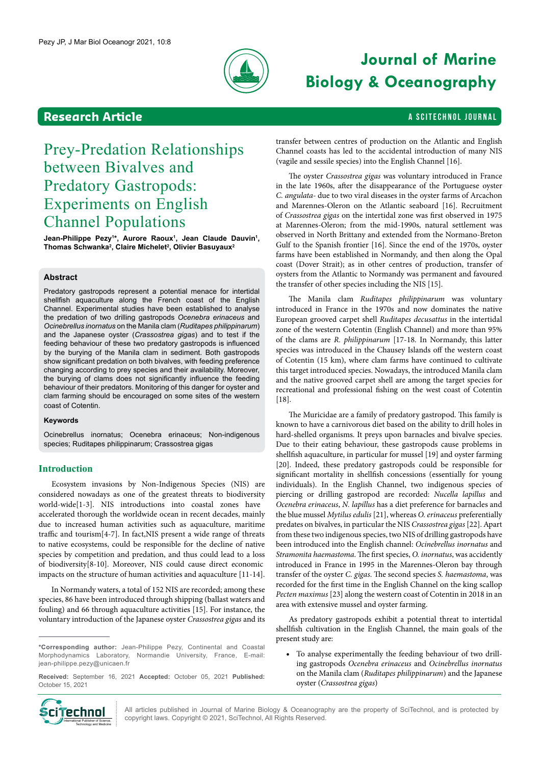Research Article

# Prey-Predation Relationships between Bivalves and Predatory Gastropods: Experiments on English Channel Populations

**Jean-Philippe Pezy[1]*, Aurore Raoux[1], Jean Claude Dauvin[1], Thomas Schwanka[2], Claire Michelet[2], Olivier Basuyaux[2]**

## Abstract

Predatory gastropods represent a potential menace for intertidal shellfish aquaculture along the French coast of the English Channel. Experimental studies have been established to analyse the predation of two drilling gastropods *Ocenebra erinaceus* and *Ocinebrellus inornatus* on the Manila clam (*Ruditapes philippinarum*) and the Japanese oyster (*Crassostrea gigas*) and to test if the feeding behaviour of these two predatory gastropods is influenced by the burying of the Manila clam in sediment. Both gastropods show significant predation on both bivalves, with feeding preference changing according to prey species and their availability. Moreover, the burying of clams does not significantly influence the feeding behaviour of their predators. Monitoring of this danger for oyster and clam farming should be encouraged on some sites of the western coast of Cotentin.

### Keywords

Ocinebrellus inornatus; Ocenebra erinaceus; Non-indigenous species; Ruditapes philippinarum; Crassostrea gigas

## Introduction

Ecosystem invasions by Non-Indigenous Species (NIS) are considered nowadays as one of the greatest threats to biodiversity world-wide[1-3]. NIS introductions into coastal zones have accelerated thorough the worldwide ocean in recent decades, mainly due to increased human activities such as aquaculture, maritime traffic and tourism[4-7]. In fact,NIS present a wide range of threats to native ecosystems, could be responsible for the decline of native species by competition and predation, and thus could lead to a loss of biodiversity[8-10]. Moreover, NIS could cause direct economic impacts on the structure of human activities and aquaculture [11-14].

In Normandy waters, a total of 152 NIS are recorded; among these species, 86 have been introduced through shipping (ballast waters and fouling) and 66 through aquaculture activities [15]. For instance, the voluntary introduction of the Japanese oyster *Crassostrea gigas* and its transfer between centres of production on the Atlantic and English Channel coasts has led to the accidental introduction of many NIS (vagile and sessile species) into the English Channel [16].

The oyster *Crassostrea gigas* was voluntary introduced in France in the late 1960s, after the disappearance of the Portuguese oyster *C. angulata-* due to two viral diseases in the oyster farms of Arcachon and Marennes-Oleron on the Atlantic seaboard [16]. Recruitment of *Crassostrea gigas* on the intertidal zone was first observed in 1975 at Marennes-Oleron; from the mid-1990s, natural settlement was observed in North Brittany and extended from the Normano-Breton Gulf to the Spanish frontier [16]. Since the end of the 1970s, oyster farms have been established in Normandy, and then along the Opal coast (Dover Strait); as in other centres of production, transfer of oysters from the Atlantic to Normandy was permanent and favoured the transfer of other species including the NIS [15].

The Manila clam *Ruditapes philippinarum* was voluntary introduced in France in the 1970s and now dominates the native European grooved carpet shell *Ruditapes decussattus* in the intertidal zone of the western Cotentin (English Channel) and more than 95% of the clams are *R. philippinarum* [17-18. In Normandy, this latter species was introduced in the Chausey Islands off the western coast of Cotentin (15 km), where clam farms have continued to cultivate this target introduced species. Nowadays, the introduced Manila clam and the native grooved carpet shell are among the target species for recreational and professional fishing on the west coast of Cotentin [18].

The Muricidae are a family of predatory gastropod. This family is known to have a carnivorous diet based on the ability to drill holes in hard-shelled organisms. It preys upon barnacles and bivalve species. Due to their eating behaviour, these gastropods cause problems in shellfish aquaculture, in particular for mussel [19] and oyster farming [20]. Indeed, these predatory gastropods could be responsible for significant mortality in shellfish concessions (essentially for young individuals). In the English Channel, two indigenous species of piercing or drilling gastropod are recorded: *Nucella lapillus* and *Ocenebra erinaceus*, *N. lapillus* has a diet preference for barnacles and the blue mussel *Mytilus edulis* [21], whereas *O. erinaceus* preferentially predates on bivalves, in particular the NIS *Crassostrea gigas* [22]. Apart from these two indigenous species, two NIS of drilling gastropods have been introduced into the English channel: *Ocinebrellus inornatus* and *Stramonita haemastoma*. The first species, *O. inornatus*, was accidently introduced in France in 1995 in the Marennes-Oleron bay through transfer of the oyster *C. gigas*. The second species *S. haemastoma*, was recorded for the first time in the English Channel on the king scallop *Pecten maximus* [23] along the western coast of Cotentin in 2018 in an area with extensive mussel and oyster farming.

As predatory gastropods exhibit a potential threat to intertidal shellfish cultivation in the English Channel, the main goals of the present study are:

- To analyse experimentally the feeding behaviour of two drilling gastropods *Ocenebra erinaceus* and *Ocinebrellus inornatus* on the Manila clam (*Ruditapes philippinarum*) and the Japanese oyster (*Crassostrea gigas*)

---

*Corresponding author: Jean-Philippe Pezy, Continental and Coastal Morphodynamics Laboratory, Normandie University, France, E-mail: jean-philippe.pezy@unicaen.fr

**Received:** September 16, 2021 **Accepted:** October 05, 2021 **Published:** October 15, 2021

All articles published in Journal of Marine Biology & Oceanography are the property of SciTechnol, and is protected by copyright laws. Copyright © 2021, SciTechnol, All Rights Reserved.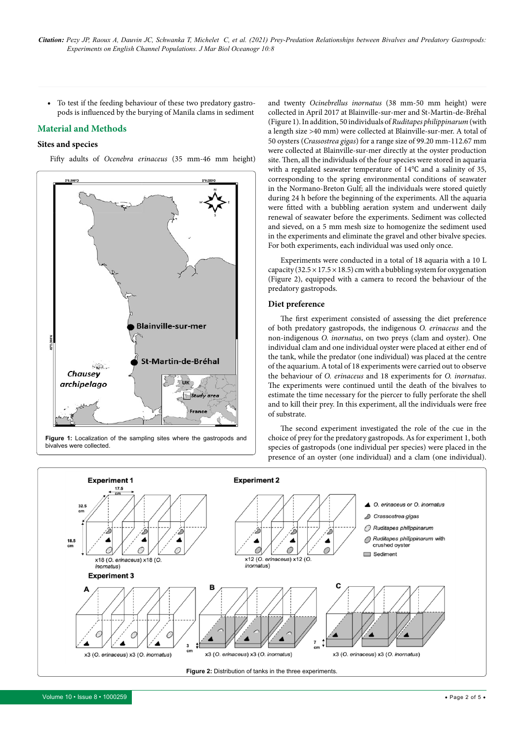- To test if the feeding behaviour of these two predatory gastropods is influenced by the burying of Manila clams in sediment

## Material and Methods

### Sites and species

Fifty adults of *Ocenebra erinaceus* (35 mm-46 mm height) and twenty *Ocinebrellus inornatus* (38 mm-50 mm height) were collected in April 2017 at Blainville-sur-mer and St-Martin-de-Bréhal (Figure 1). In addition, 50 individuals of *Ruditapes philippinarum* (with a length size >40 mm) were collected at Blainville-sur-mer. A total of 50 oysters (*Crassostrea gigas*) for a range size of 99.20 mm-112.67 mm were collected at Blainville-sur-mer directly at the oyster production site. Then, all the individuals of the four species were stored in aquaria with a regulated seawater temperature of 14°C and a salinity of 35, corresponding to the spring environmental conditions of seawater in the Normano-Breton Gulf; all the individuals were stored quietly during 24 h before the beginning of the experiments. All the aquaria were fitted with a bubbling aeration system and underwent daily renewal of seawater before the experiments. Sediment was collected and sieved, on a 5 mm mesh size to homogenize the sediment used in the experiments and eliminate the gravel and other bivalve species. For both experiments, each individual was used only once.

Figure 1: Localization of the sampling sites where the gastropods and bivalves were collected.

Experiments were conducted in a total of 18 aquaria with a 10 L capacity (32.5 × 17.5 × 18.5) cm with a bubbling system for oxygenation (Figure 2), equipped with a camera to record the behaviour of the predatory gastropods.

### Diet preference

The first experiment consisted of assessing the diet preference of both predatory gastropods, the indigenous *O. erinaceus* and the non-indigenous *O. inornatus*, on two preys (clam and oyster). One individual clam and one individual oyster were placed at either end of the tank, while the predator (one individual) was placed at the centre of the aquarium. A total of 18 experiments were carried out to observe the behaviour of *O. erinaceus* and 18 experiments for *O. inornatus*. The experiments were continued until the death of the bivalves to estimate the time necessary for the piercer to fully perforate the shell and to kill their prey. In this experiment, all the individuals were free of substrate.

The second experiment investigated the role of the cue in the choice of prey for the predatory gastropods. As for experiment 1, both species of gastropods (one individual per species) were placed in the presence of an oyster (one individual) and a clam (one individual).

Figure 2: Distribution of tanks in the three experiments.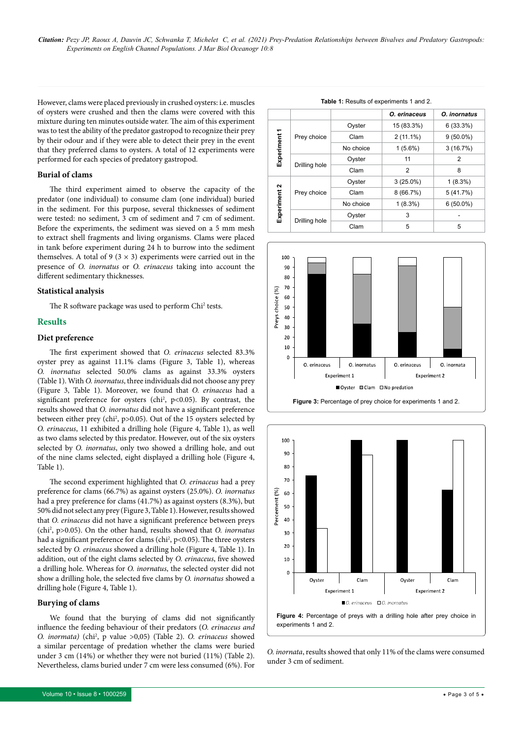However, clams were placed previously in crushed oysters: i.e. muscles of oysters were crushed and then the clams were covered with this mixture during ten minutes outside water. The aim of this experiment was to test the ability of the predator gastropod to recognize their prey by their odour and if they were able to detect their prey in the event that they preferred clams to oysters. A total of 12 experiments were performed for each species of predatory gastropod.

### Burial of clams

The third experiment aimed to observe the capacity of the predator (one individual) to consume clam (one individual) buried in the sediment. For this purpose, several thicknesses of sediment were tested: no sediment, 3 cm of sediment and 7 cm of sediment. Before the experiments, the sediment was sieved on a 5 mm mesh to extract shell fragments and living organisms. Clams were placed in tank before experiment during 24 h to burrow into the sediment themselves. A total of 9 (3 × 3) experiments were carried out in the presence of *O. inornatus* or *O. erinaceus* taking into account the different sedimentary thicknesses.

### Statistical analysis

The R software package was used to perform Chi$^2$ tests.

## Results

### Diet preference

The first experiment showed that *O. erinaceus* selected 83.3% oyster prey as against 11.1% clams (Figure 3, Table 1), whereas *O. inornatus* selected 50.0% clams as against 33.3% oysters (Table 1). With *O. inornatus*, three individuals did not choose any prey (Figure 3, Table 1). Moreover, we found that *O. erinaceus* had a significant preference for oysters (chi$^2$, $p<0.05$). By contrast, the results showed that *O. inornatus* did not have a significant preference between either prey (chi$^2$, $p>0.05$). Out of the 15 oysters selected by *O. erinaceus*, 11 exhibited a drilling hole (Figure 4, Table 1), as well as two clams selected by this predator. However, out of the six oysters selected by *O. inornatus*, only two showed a drilling hole, and out of the nine clams selected, eight displayed a drilling hole (Figure 4, Table 1).

The second experiment highlighted that *O. erinaceus* had a prey preference for clams (66.7%) as against oysters (25.0%). *O. inornatus* had a prey preference for clams (41.7%) as against oysters (8.3%), but 50% did not select any prey (Figure 3, Table 1). However, results showed that *O. erinaceus* did not have a significant preference between preys (chi$^2$, $p>0.05$). On the other hand, results showed that *O. inornatus* had a significant preference for clams (chi$^2$, $p<0.05$). The three oysters selected by *O. erinaceus* showed a drilling hole (Figure 4, Table 1). In addition, out of the eight clams selected by *O. erinaceus*, five showed a drilling hole. Whereas for *O. inornatus*, the selected oyster did not show a drilling hole, the selected five clams by *O. inornatus* showed a drilling hole (Figure 4, Table 1).

### Burying of clams

We found that the burying of clams did not significantly influence the feeding behaviour of their predators (*O. erinaceus and O. inormata)* (chi$^2$, p value >0,05) (Table 2). *O. erinaceus* showed a similar percentage of predation whether the clams were buried under 3 cm (14%) or whether they were not buried (11%) (Table 2). Nevertheless, clams buried under 7 cm were less consumed (6%). For *O. inornata*, results showed that only 11% of the clams were consumed under 3 cm of sediment.

**Table 1:** Results of experiments 1 and 2.

| | | | *O. erinaceus* | *O. inornatus* |
|---|---|---|---|---|
| Experiment 1 | Prey choice | Oyster | 15 (83.3%) | 6 (33.3%) |
| | | Clam | 2 (11.1%) | 9 (50.0%) |
| | | No choice | 1 (5.6%) | 3 (16.7%) |
| | Drilling hole | Oyster | 11 | 2 |
| | | Clam | 2 | 8 |
| Experiment 2 | Prey choice | Oyster | 3 (25.0%) | 1 (8.3%) |
| | | Clam | 8 (66.7%) | 5 (41.7%) |
| | | No choice | 1 (8.3%) | 6 (50.0%) |
| | Drilling hole | Oyster | 3 | - |
| | | Clam | 5 | 5 |

**Figure 3:** Percentage of prey choice for experiments 1 and 2.

**Figure 4:** Percentage of preys with a drilling hole after prey choice in experiments 1 and 2.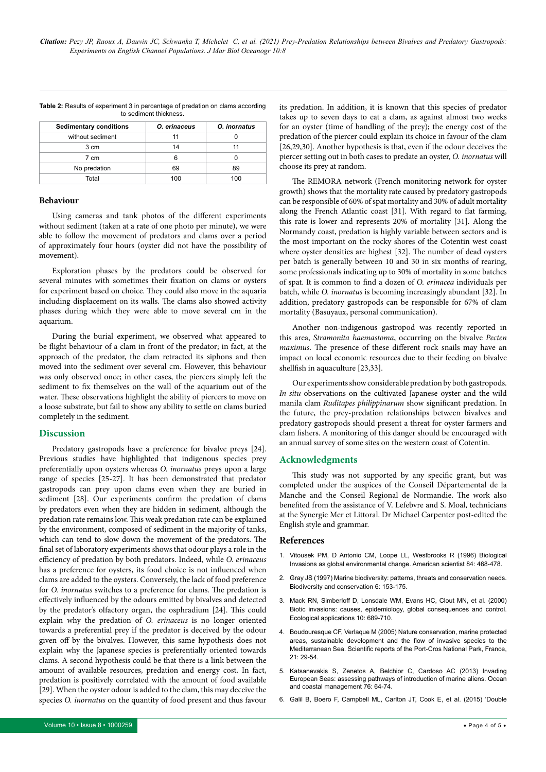**Table 2:** Results of experiment 3 in percentage of predation on clams according to sediment thickness.

| Sedimentary conditions | *O. erinaceus* | *O. inornatus* |
|---|---|---|
| without sediment | 11 | 0 |
| 3 cm | 14 | 11 |
| 7 cm | 6 | 0 |
| No predation | 69 | 89 |
| Total | 100 | 100 |

### Behaviour

Using cameras and tank photos of the different experiments without sediment (taken at a rate of one photo per minute), we were able to follow the movement of predators and clams over a period of approximately four hours (oyster did not have the possibility of movement).

Exploration phases by the predators could be observed for several minutes with sometimes their fixation on clams or oysters for experiment based on choice. They could also move in the aquaria including displacement on its walls. The clams also showed activity phases during which they were able to move several cm in the aquarium.

During the burial experiment, we observed what appeared to be flight behaviour of a clam in front of the predator; in fact, at the approach of the predator, the clam retracted its siphons and then moved into the sediment over several cm. However, this behaviour was only observed once; in other cases, the piercers simply left the sediment to fix themselves on the wall of the aquarium out of the water. These observations highlight the ability of piercers to move on a loose substrate, but fail to show any ability to settle on clams buried completely in the sediment.

## Discussion

Predatory gastropods have a preference for bivalve preys [24]. Previous studies have highlighted that indigenous species prey preferentially upon oysters whereas *O. inornatus* preys upon a large range of species [25-27]. It has been demonstrated that predator gastropods can prey upon clams even when they are buried in sediment [28]. Our experiments confirm the predation of clams by predators even when they are hidden in sediment, although the predation rate remains low. This weak predation rate can be explained by the environment, composed of sediment in the majority of tanks, which can tend to slow down the movement of the predators. The final set of laboratory experiments shows that odour plays a role in the efficiency of predation by both predators. Indeed, while *O. erinaceus* has a preference for oysters, its food choice is not influenced when clams are added to the oysters. Conversely, the lack of food preference for *O. inornatus* switches to a preference for clams. The predation is effectively influenced by the odours emitted by bivalves and detected by the predator's olfactory organ, the osphradium [24]. This could explain why the predation of *O. erinaceus* is no longer oriented towards a preferential prey if the predator is deceived by the odour given off by the bivalves. However, this same hypothesis does not explain why the Japanese species is preferentially oriented towards clams. A second hypothesis could be that there is a link between the amount of available resources, predation and energy cost. In fact, predation is positively correlated with the amount of food available [29]. When the oyster odour is added to the clam, this may deceive the species *O. inornatus* on the quantity of food present and thus favour its predation. In addition, it is known that this species of predator takes up to seven days to eat a clam, as against almost two weeks for an oyster (time of handling of the prey); the energy cost of the predation of the piercer could explain its choice in favour of the clam [26,29,30]. Another hypothesis is that, even if the odour deceives the piercer setting out in both cases to predate an oyster, *O. inornatus* will choose its prey at random.

The REMORA network (French monitoring network for oyster growth) shows that the mortality rate caused by predatory gastropods can be responsible of 60% of spat mortality and 30% of adult mortality along the French Atlantic coast [31]. With regard to flat farming, this rate is lower and represents 20% of mortality [31]. Along the Normandy coast, predation is highly variable between sectors and is the most important on the rocky shores of the Cotentin west coast where oyster densities are highest [32]. The number of dead oysters per batch is generally between 10 and 30 in six months of rearing, some professionals indicating up to 30% of mortality in some batches of spat. It is common to find a dozen of *O. erinacea* individuals per batch, while *O. inornatus* is becoming increasingly abundant [32]. In addition, predatory gastropods can be responsible for 67% of clam mortality (Basuyaux, personal communication).

Another non-indigenous gastropod was recently reported in this area, *Stramonita haemastoma*, occurring on the bivalve *Pecten maximus*. The presence of these different rock snails may have an impact on local economic resources due to their feeding on bivalve shellfish in aquaculture [23,33].

Our experiments show considerable predation by both gastropods. *In situ* observations on the cultivated Japanese oyster and the wild manila clam *Ruditapes philippinarum* show significant predation. In the future, the prey-predation relationships between bivalves and predatory gastropods should present a threat for oyster farmers and clam fishers. A monitoring of this danger should be encouraged with an annual survey of some sites on the western coast of Cotentin.

## Acknowledgments

This study was not supported by any specific grant, but was completed under the auspices of the Conseil Départemental de la Manche and the Conseil Regional de Normandie. The work also benefited from the assistance of V. Lefebvre and S. Moal, technicians at the Synergie Mer et Littoral. Dr Michael Carpenter post-edited the English style and grammar.

## References

1. Vitousek PM, D Antonio CM, Loope LL, Westbrooks R (1996) Biological Invasions as global environmental change. American scientist 84: 468-478.
2. Gray JS (1997) Marine biodiversity: patterns, threats and conservation needs. Biodiversity and conservation 6: 153-175.
3. Mack RN, Simberloff D, Lonsdale WM, Evans HC, Clout MN, et al. (2000) Biotic invasions: causes, epidemiology, global consequences and control. Ecological applications 10: 689-710.
4. Boudouresque CF, Verlaque M (2005) Nature conservation, marine protected areas, sustainable development and the flow of invasive species to the Mediterranean Sea. Scientific reports of the Port-Cros National Park, France, 21: 29-54.
5. Katsanevakis S, Zenetos A, Belchior C, Cardoso AC (2013) Invading European Seas: assessing pathways of introduction of marine aliens. Ocean and coastal management 76: 64-74.
6. Galil B, Boero F, Campbell ML, Carlton JT, Cook E, et al. (2015) 'Double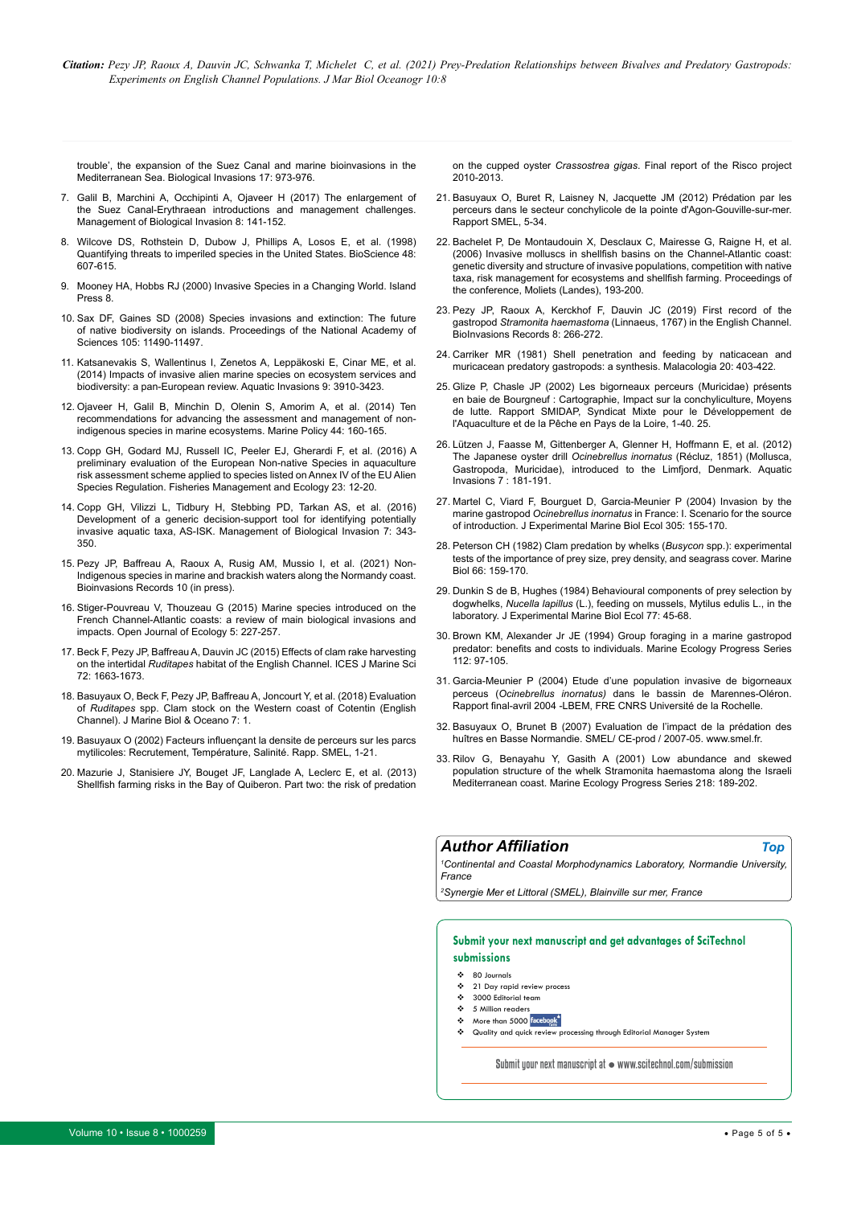trouble', the expansion of the Suez Canal and marine bioinvasions in the Mediterranean Sea. Biological Invasions 17: 973-976.

7. Galil B, Marchini A, Occhipinti A, Ojaveer H (2017) The enlargement of the Suez Canal-Erythraean introductions and management challenges. Management of Biological Invasion 8: 141-152.
8. Wilcove DS, Rothstein D, Dubow J, Phillips A, Losos E, et al. (1998) Quantifying threats to imperiled species in the United States. BioScience 48: 607-615.
9. Mooney HA, Hobbs RJ (2000) Invasive Species in a Changing World. Island Press 8.
10. Sax DF, Gaines SD (2008) Species invasions and extinction: The future of native biodiversity on islands. Proceedings of the National Academy of Sciences 105: 11490-11497.
11. Katsanevakis S, Wallentinus I, Zenetos A, Leppäkoski E, Cinar ME, et al. (2014) Impacts of invasive alien marine species on ecosystem services and biodiversity: a pan-European review. Aquatic Invasions 9: 3910-3423.
12. Ojaveer H, Galil B, Minchin D, Olenin S, Amorim A, et al. (2014) Ten recommendations for advancing the assessment and management of non-indigenous species in marine ecosystems. Marine Policy 44: 160-165.
13. Copp GH, Godard MJ, Russell IC, Peeler EJ, Gherardi F, et al. (2016) A preliminary evaluation of the European Non-native Species in aquaculture risk assessment scheme applied to species listed on Annex IV of the EU Alien Species Regulation. Fisheries Management and Ecology 23: 12-20.
14. Copp GH, Vilizzi L, Tidbury H, Stebbing PD, Tarkan AS, et al. (2016) Development of a generic decision-support tool for identifying potentially invasive aquatic taxa, AS-ISK. Management of Biological Invasion 7: 343-350.
15. Pezy JP, Baffreau A, Raoux A, Rusig AM, Mussio I, et al. (2021) Non-Indigenous species in marine and brackish waters along the Normandy coast. Bioinvasions Records 10 (in press).
16. Stiger-Pouvreau V, Thouzeau G (2015) Marine species introduced on the French Channel-Atlantic coasts: a review of main biological invasions and impacts. Open Journal of Ecology 5: 227-257.
17. Beck F, Pezy JP, Baffreau A, Dauvin JC (2015) Effects of clam rake harvesting on the intertidal *Ruditapes* habitat of the English Channel. ICES J Marine Sci 72: 1663-1673.
18. Basuyaux O, Beck F, Pezy JP, Baffreau A, Joncourt Y, et al. (2018) Evaluation of *Ruditapes* spp. Clam stock on the Western coast of Cotentin (English Channel). J Marine Biol & Oceano 7: 1.
19. Basuyaux O (2002) Facteurs influençant la densite de perceurs sur les parcs mytilicoles: Recrutement, Température, Salinité. Rapp. SMEL, 1-21.
20. Mazurie J, Stanisiere JY, Bouget JF, Langlade A, Leclerc E, et al. (2013) Shellfish farming risks in the Bay of Quiberon. Part two: the risk of predation on the cupped oyster *Crassostrea gigas*. Final report of the Risco project 2010-2013.
21. Basuyaux O, Buret R, Laisney N, Jacquette JM (2012) Prédation par les perceurs dans le secteur conchylicole de la pointe d'Agon-Gouville-sur-mer. Rapport SMEL, 5-34.
22. Bachelet P, De Montaudouin X, Desclaux C, Mairesse G, Raigne H, et al. (2006) Invasive molluscs in shellfish basins on the Channel-Atlantic coast: genetic diversity and structure of invasive populations, competition with native taxa, risk management for ecosystems and shellfish farming. Proceedings of the conference, Moliets (Landes), 193-200.
23. Pezy JP, Raoux A, Kerckhof F, Dauvin JC (2019) First record of the gastropod *Stramonita haemastoma* (Linnaeus, 1767) in the English Channel. BioInvasions Records 8: 266-272.
24. Carriker MR (1981) Shell penetration and feeding by naticacean and muricacean predatory gastropods: a synthesis. Malacologia 20: 403-422.
25. Glize P, Chasle JP (2002) Les bigorneaux perceurs (Muricidae) présents en baie de Bourgneuf : Cartographie, Impact sur la conchyliculture, Moyens de lutte. Rapport SMIDAP, Syndicat Mixte pour le Développement de l'Aquaculture et de la Pêche en Pays de la Loire, 1-40. 25.
26. Lützen J, Faasse M, Gittenberger A, Glenner H, Hoffmann E, et al. (2012) The Japanese oyster drill *Ocinebrellus inornatus* (Récluz, 1851) (Mollusca, Gastropoda, Muricidae), introduced to the Limfjord, Denmark. Aquatic Invasions 7 : 181-191.
27. Martel C, Viard F, Bourguet D, Garcia-Meunier P (2004) Invasion by the marine gastropod *Ocinebrellus inornatus* in France: I. Scenario for the source of introduction. J Experimental Marine Biol Ecol 305: 155-170.
28. Peterson CH (1982) Clam predation by whelks (*Busycon* spp.): experimental tests of the importance of prey size, prey density, and seagrass cover. Marine Biol 66: 159-170.
29. Dunkin S de B, Hughes (1984) Behavioural components of prey selection by dogwhelks, *Nucella lapillus* (L.), feeding on mussels, Mytilus edulis L., in the laboratory. J Experimental Marine Biol Ecol 77: 45-68.
30. Brown KM, Alexander Jr JE (1994) Group foraging in a marine gastropod predator: benefits and costs to individuals. Marine Ecology Progress Series 112: 97-105.
31. Garcia-Meunier P (2004) Etude d'une population invasive de bigorneaux perceus (*Ocinebrellus inornatus)* dans le bassin de Marennes-Oléron. Rapport final-avril 2004 -LBEM, FRE CNRS Université de la Rochelle.
32. Basuyaux O, Brunet B (2007) Evaluation de l'impact de la prédation des huîtres en Basse Normandie. SMEL/ CE-prod / 2007-05. www.smel.fr.
33. Rilov G, Benayahu Y, Gasith A (2001) Low abundance and skewed population structure of the whelk Stramonita haemastoma along the Israeli Mediterranean coast. Marine Ecology Progress Series 218: 189-202.

## Author Affiliation

[1]*Continental and Coastal Morphodynamics Laboratory, Normandie University, France*

[2]*Synergie Mer et Littoral (SMEL), Blainville sur mer, France*